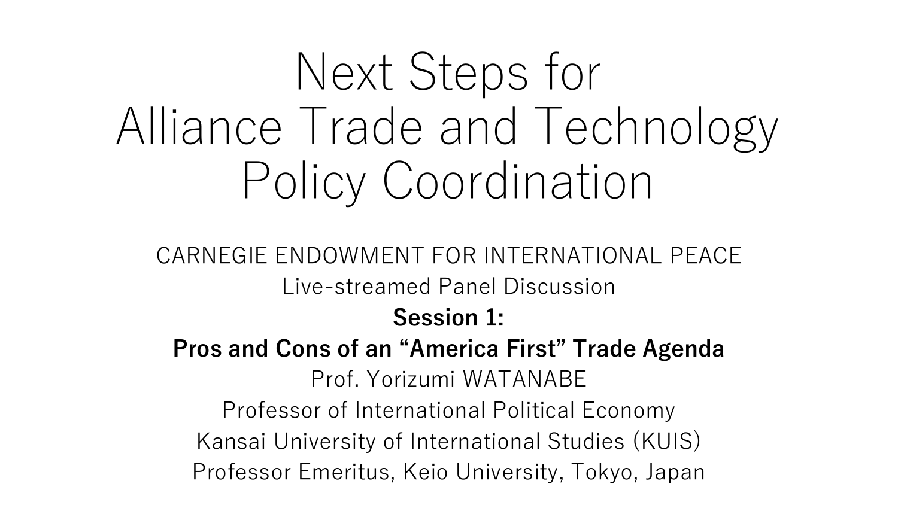# Next Steps for Alliance Trade and Technology Policy Coordination

CARNEGIE ENDOWMENT FOR INTERNATIONAL PEACE

Live-streamed Panel Discussion

**Session 1:**

**Pros and Cons of an “America First” Trade Agenda**

Prof. Yorizumi WATANABE

Professor of International Political Economy

Kansai University of International Studies (KUIS)

Professor Emeritus, Keio University, Tokyo, Japan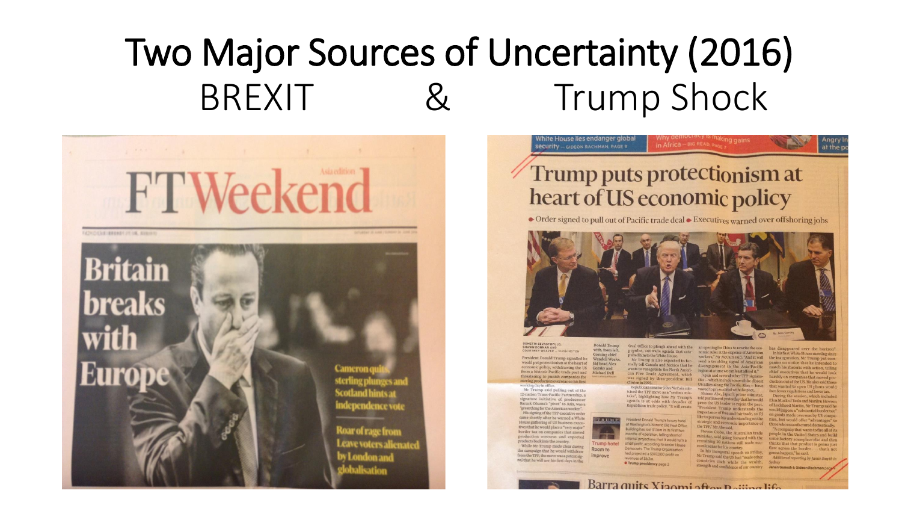# Two Major Sources of Uncertainty (2016)

## BREXIT & Trump Shock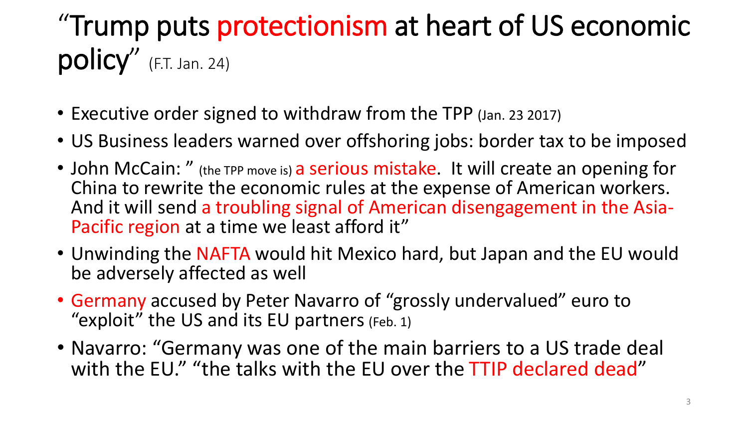# "Trump puts protectionism at heart of US economic policy" (F.T. Jan. 24)

- Executive order signed to withdraw from the TPP (Jan. 23 2017)
- US Business leaders warned over offshoring jobs: border tax to be imposed
- John McCain: " (the TPP move is) a serious mistake. It will create an opening for China to rewrite the economic rules at the expense of American workers. And it will send a troubling signal of American disengagement in the Asia-Pacific region at a time we least afford it"
- Unwinding the NAFTA would hit Mexico hard, but Japan and the EU would be adversely affected as well
- Germany accused by Peter Navarro of "grossly undervalued" euro to "exploit" the US and its EU partners (Feb. 1)
- Navarro: "Germany was one of the main barriers to a US trade deal with the EU." "the talks with the EU over the TTIP declared dead"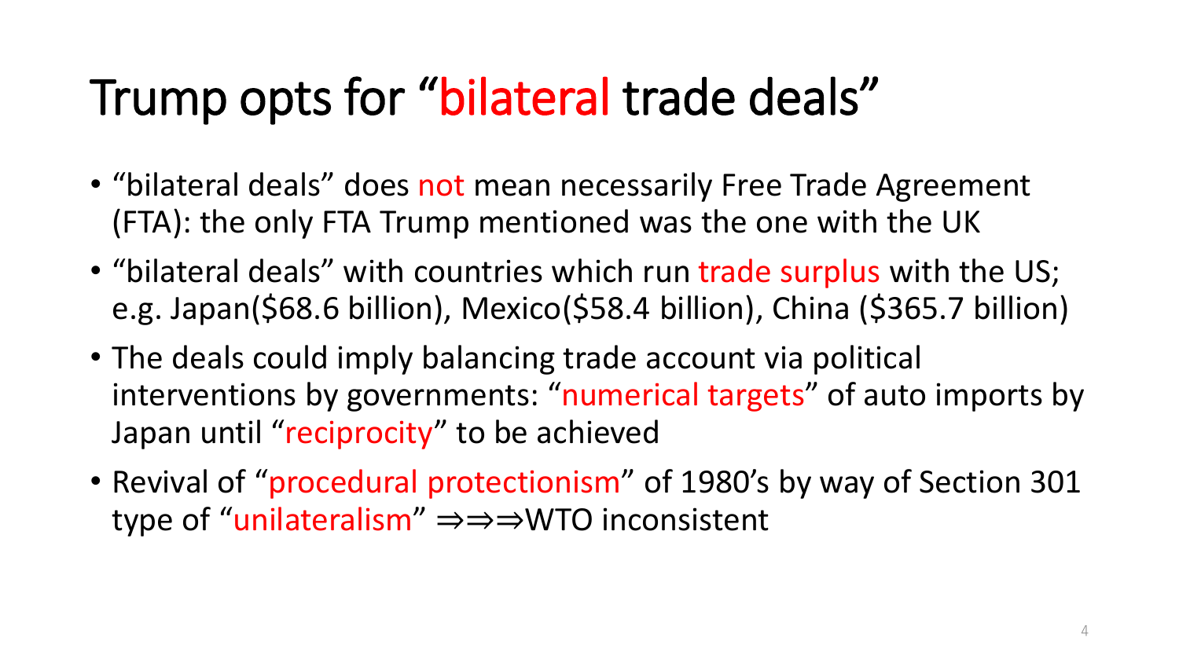# Trump opts for “bilateral trade deals”

- “bilateral deals” does not mean necessarily Free Trade Agreement (FTA): the only FTA Trump mentioned was the one with the UK
- “bilateral deals” with countries which run trade surplus with the US; e.g. Japan($68.6 billion), Mexico($58.4 billion), China ($365.7 billion)
- The deals could imply balancing trade account via political interventions by governments: “numerical targets” of auto imports by Japan until “reciprocity” to be achieved
- Revival of “procedural protectionism” of 1980’s by way of Section 301 type of “unilateralism” ⇒⇒⇒WTO inconsistent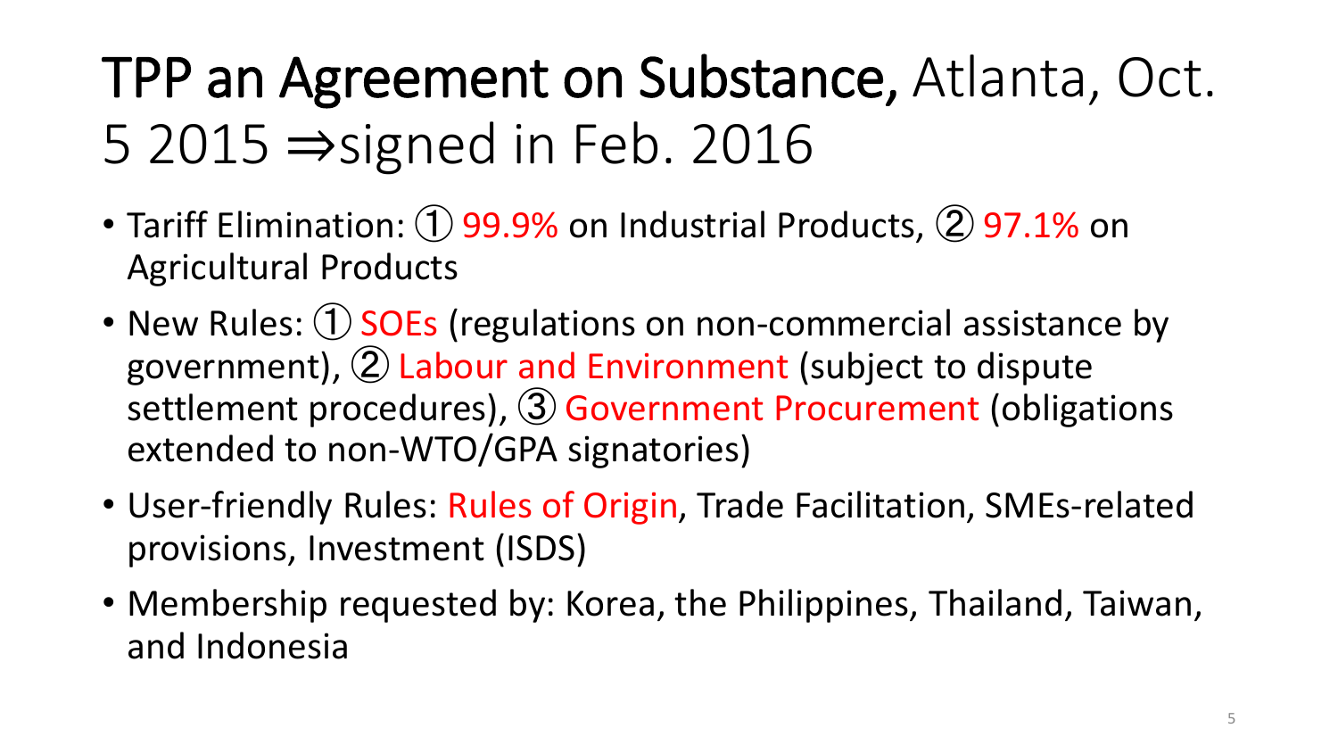# TPP an Agreement on Substance, Atlanta, Oct. 5 2015 ⇒signed in Feb. 2016

- Tariff Elimination: ① 99.9% on Industrial Products, ② 97.1% on Agricultural Products
- New Rules: ① SOEs (regulations on non-commercial assistance by government), ② Labour and Environment (subject to dispute settlement procedures), ③ Government Procurement (obligations extended to non-WTO/GPA signatories)
- User-friendly Rules: Rules of Origin, Trade Facilitation, SMEs-related provisions, Investment (ISDS)
- Membership requested by: Korea, the Philippines, Thailand, Taiwan, and Indonesia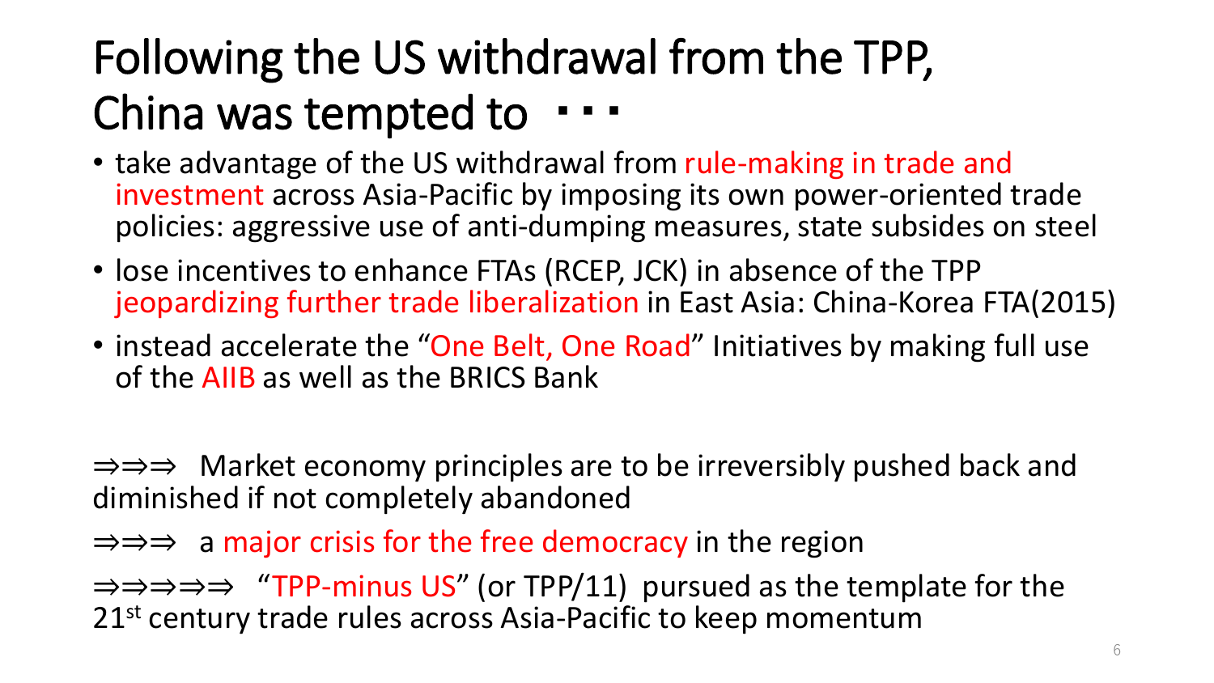# Following the US withdrawal from the TPP, China was tempted to ・・・

- take advantage of the US withdrawal from rule-making in trade and investment across Asia-Pacific by imposing its own power-oriented trade policies: aggressive use of anti-dumping measures, state subsides on steel
- lose incentives to enhance FTAs (RCEP, JCK) in absence of the TPP jeopardizing further trade liberalization in East Asia: China-Korea FTA(2015)
- instead accelerate the "One Belt, One Road" Initiatives by making full use of the AIIB as well as the BRICS Bank

⇒⇒⇒ Market economy principles are to be irreversibly pushed back and diminished if not completely abandoned

⇒⇒⇒ a major crisis for the free democracy in the region

⇒⇒⇒⇒⇒ "TPP-minus US" (or TPP/11) pursued as the template for the 21st century trade rules across Asia-Pacific to keep momentum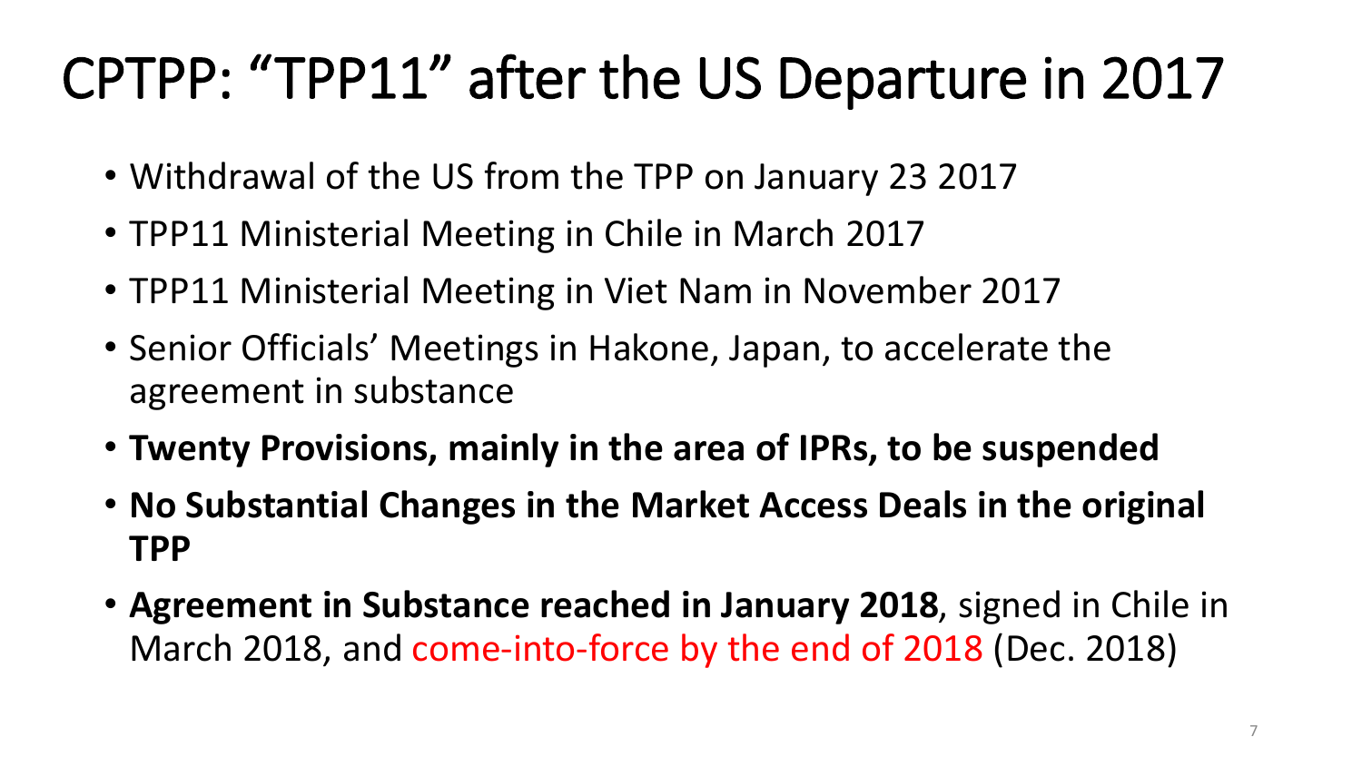# CPTPP: “TPP11” after the US Departure in 2017

- Withdrawal of the US from the TPP on January 23 2017
- TPP11 Ministerial Meeting in Chile in March 2017
- TPP11 Ministerial Meeting in Viet Nam in November 2017
- Senior Officials’ Meetings in Hakone, Japan, to accelerate the agreement in substance
- **Twenty Provisions, mainly in the area of IPRs, to be suspended**
- **No Substantial Changes in the Market Access Deals in the original TPP**
- **Agreement in Substance reached in January 2018**, signed in Chile in March 2018, and come-into-force by the end of 2018 (Dec. 2018)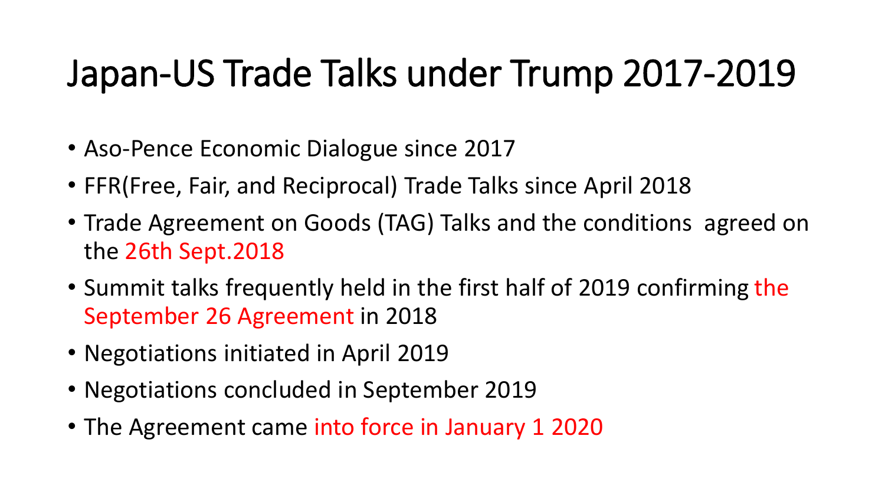# Japan-US Trade Talks under Trump 2017-2019

- Aso-Pence Economic Dialogue since 2017
- FFR(Free, Fair, and Reciprocal) Trade Talks since April 2018
- Trade Agreement on Goods (TAG) Talks and the conditions agreed on the 26th Sept.2018
- Summit talks frequently held in the first half of 2019 confirming the September 26 Agreement in 2018
- Negotiations initiated in April 2019
- Negotiations concluded in September 2019
- The Agreement came into force in January 1 2020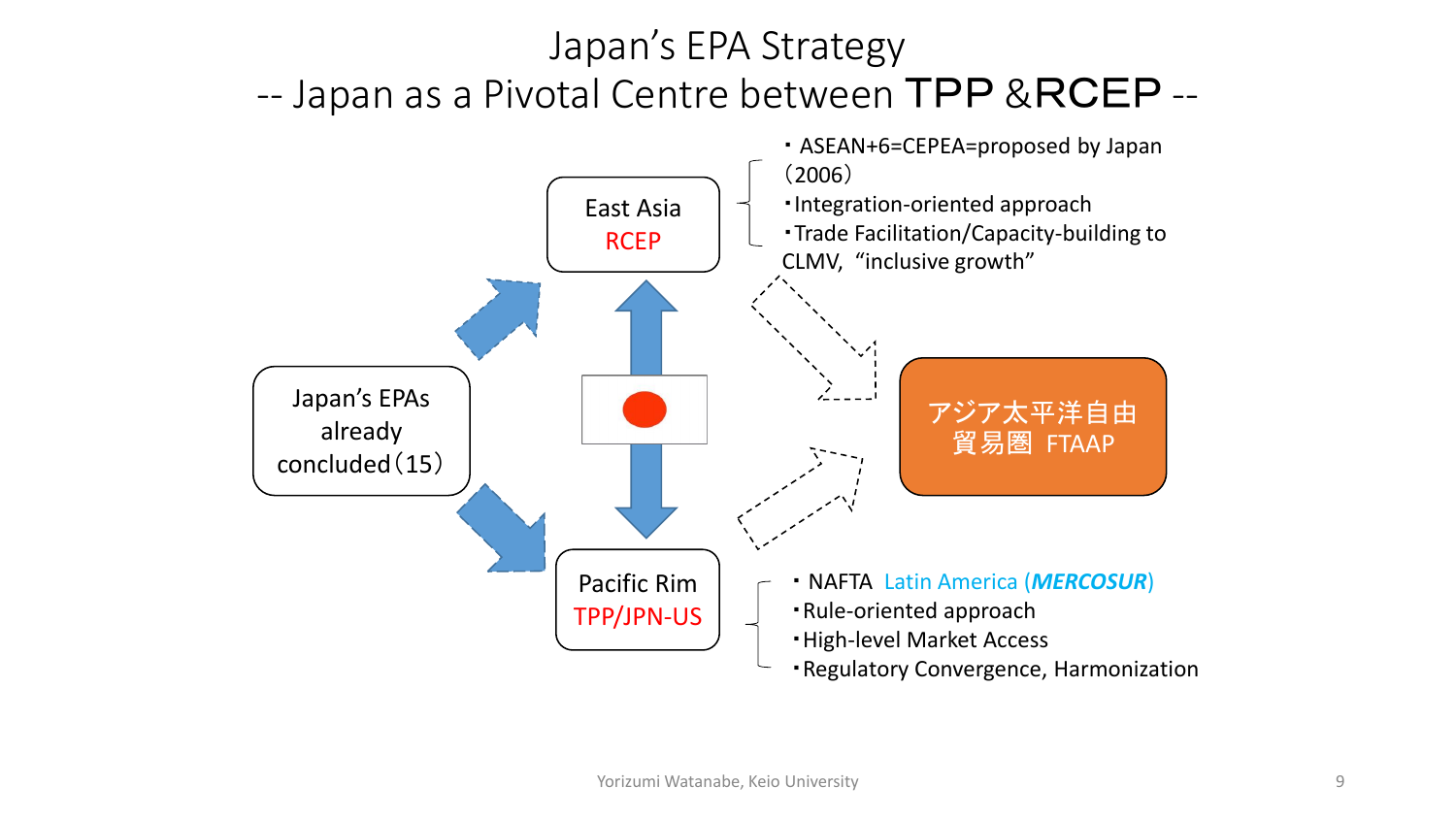# Japan's EPA Strategy
## -- Japan as a Pivotal Centre between TPP &RCEP --

Japan's EPAs already concluded（15）

East Asia
RCEP

- ・ASEAN+6=CEPEA=proposed by Japan（2006）
- ・Integration-oriented approach
- ・Trade Facilitation/Capacity-building to CLMV, "inclusive growth"

Pacific Rim
TPP/JPN-US

- ・NAFTA Latin America (***MERCOSUR***)
- ・Rule-oriented approach
- ・High-level Market Access
- ・Regulatory Convergence, Harmonization

アジア太平洋自由貿易圏 FTAAP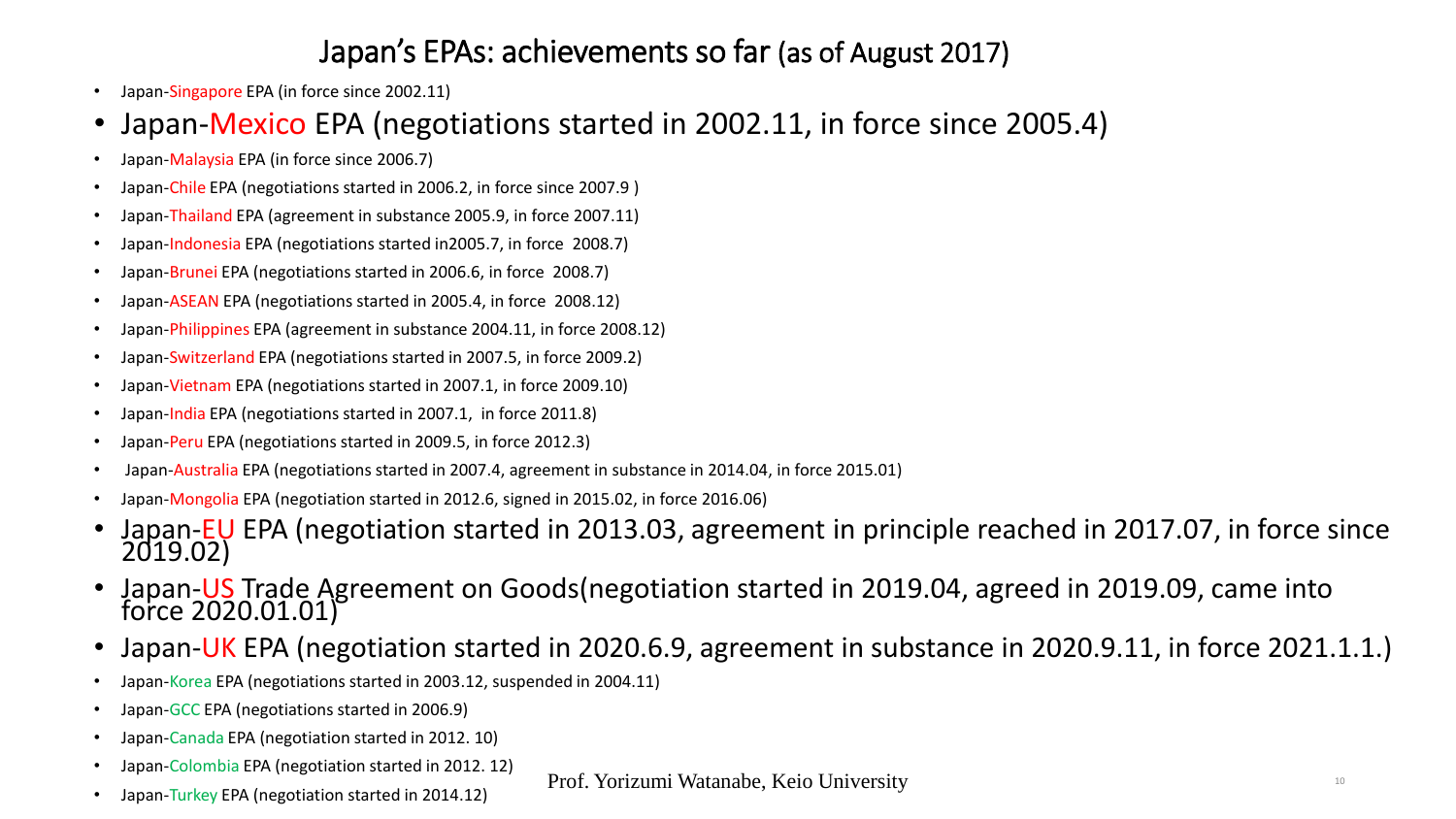# Japan's EPAs: achievements so far (as of August 2017)

- Japan-Singapore EPA (in force since 2002.11)
- Japan-Mexico EPA (negotiations started in 2002.11, in force since 2005.4)
- Japan-Malaysia EPA (in force since 2006.7)
- Japan-Chile EPA (negotiations started in 2006.2, in force since 2007.9 )
- Japan-Thailand EPA (agreement in substance 2005.9, in force 2007.11)
- Japan-Indonesia EPA (negotiations started in2005.7, in force 2008.7)
- Japan-Brunei EPA (negotiations started in 2006.6, in force 2008.7)
- Japan-ASEAN EPA (negotiations started in 2005.4, in force 2008.12)
- Japan-Philippines EPA (agreement in substance 2004.11, in force 2008.12)
- Japan-Switzerland EPA (negotiations started in 2007.5, in force 2009.2)
- Japan-Vietnam EPA (negotiations started in 2007.1, in force 2009.10)
- Japan-India EPA (negotiations started in 2007.1, in force 2011.8)
- Japan-Peru EPA (negotiations started in 2009.5, in force 2012.3)
- Japan-Australia EPA (negotiations started in 2007.4, agreement in substance in 2014.04, in force 2015.01)
- Japan-Mongolia EPA (negotiation started in 2012.6, signed in 2015.02, in force 2016.06)
- Japan-EU EPA (negotiation started in 2013.03, agreement in principle reached in 2017.07, in force since 2019.02)
- Japan-US Trade Agreement on Goods(negotiation started in 2019.04, agreed in 2019.09, came into force 2020.01.01)
- Japan-UK EPA (negotiation started in 2020.6.9, agreement in substance in 2020.9.11, in force 2021.1.1.)
- Japan-Korea EPA (negotiations started in 2003.12, suspended in 2004.11)
- Japan-GCC EPA (negotiations started in 2006.9)
- Japan-Canada EPA (negotiation started in 2012. 10)
- Japan-Colombia EPA (negotiation started in 2012. 12)
- Japan-Turkey EPA (negotiation started in 2014.12)

Prof. Yorizumi Watanabe, Keio University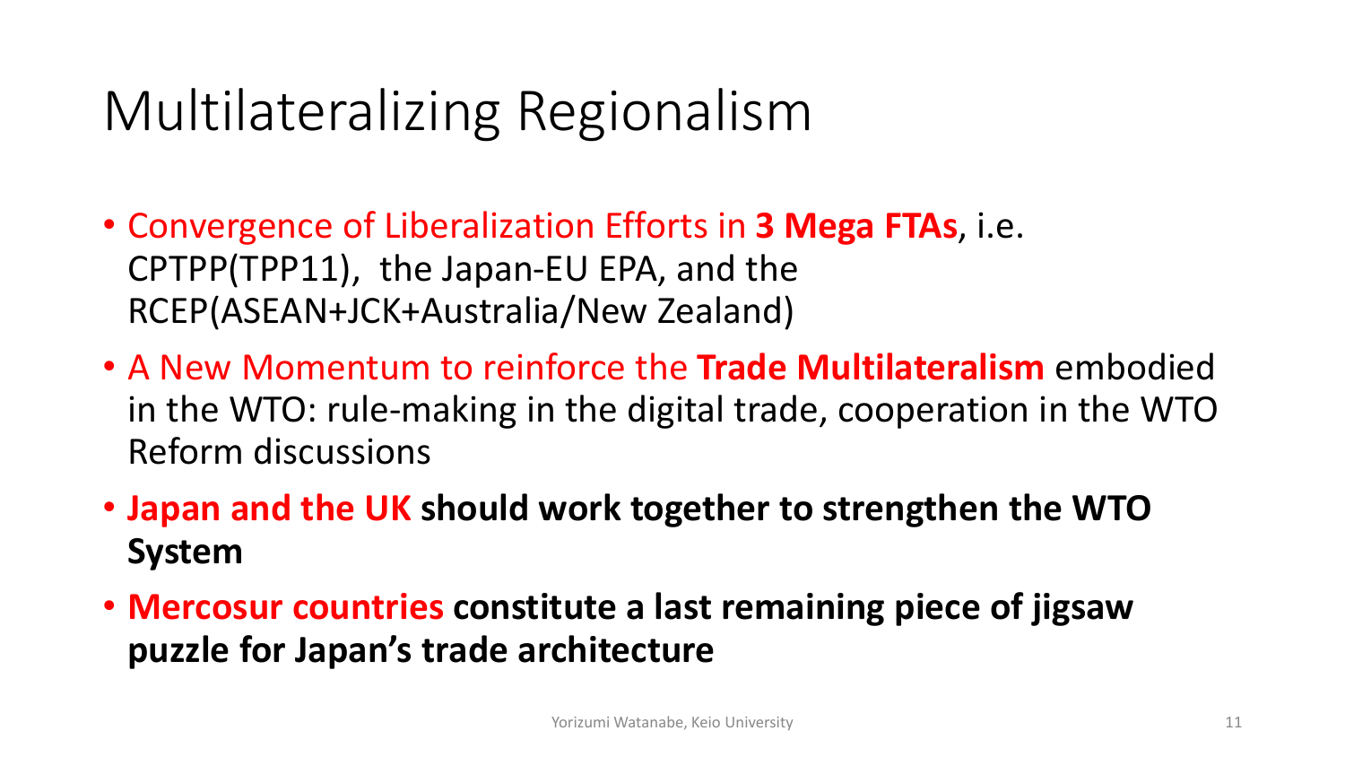# Multilateralizing Regionalism

- Convergence of Liberalization Efforts in **3 Mega FTAs**, i.e. CPTPP(TPP11), the Japan-EU EPA, and the RCEP(ASEAN+JCK+Australia/New Zealand)
- A New Momentum to reinforce the **Trade Multilateralism** embodied in the WTO: rule-making in the digital trade, cooperation in the WTO Reform discussions
- **Japan and the UK should work together to strengthen the WTO System**
- **Mercosur countries constitute a last remaining piece of jigsaw puzzle for Japan's trade architecture**

Yorizumi Watanabe, Keio University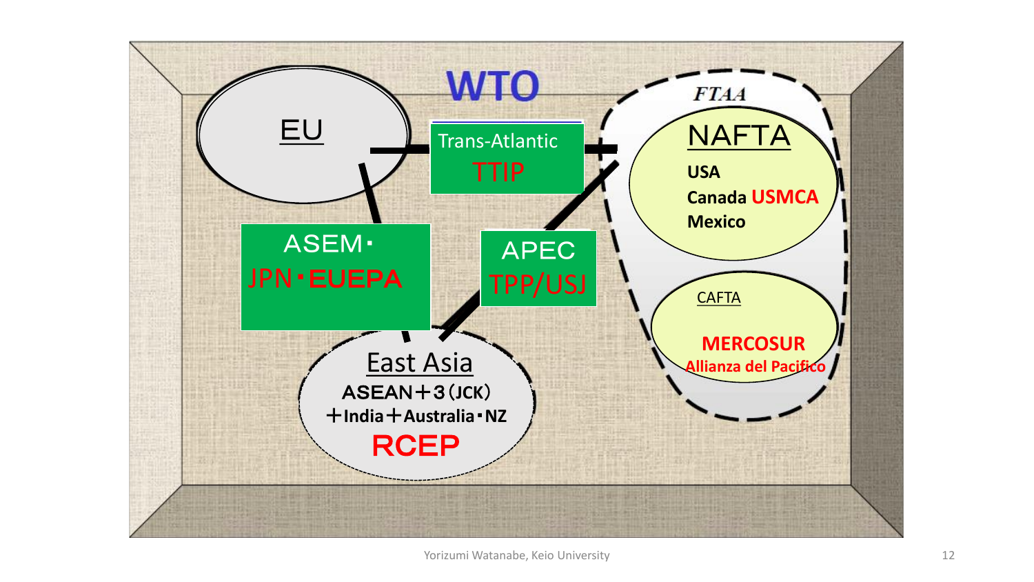# WTO

**FTAA**

EU

Trans-Atlantic
TTIP

NAFTA
**USA**
**Canada USMCA**
**Mexico**

ASEM・
JPN・**EUEPA**

APEC
TPP/USJ

CAFTA
**MERCOSUR**
**Allianza del Pacifico**

East Asia
**ASEAN＋3（JCK）**
**＋India＋Australia・NZ**
**RCEP**

Yorizumi Watanabe, Keio University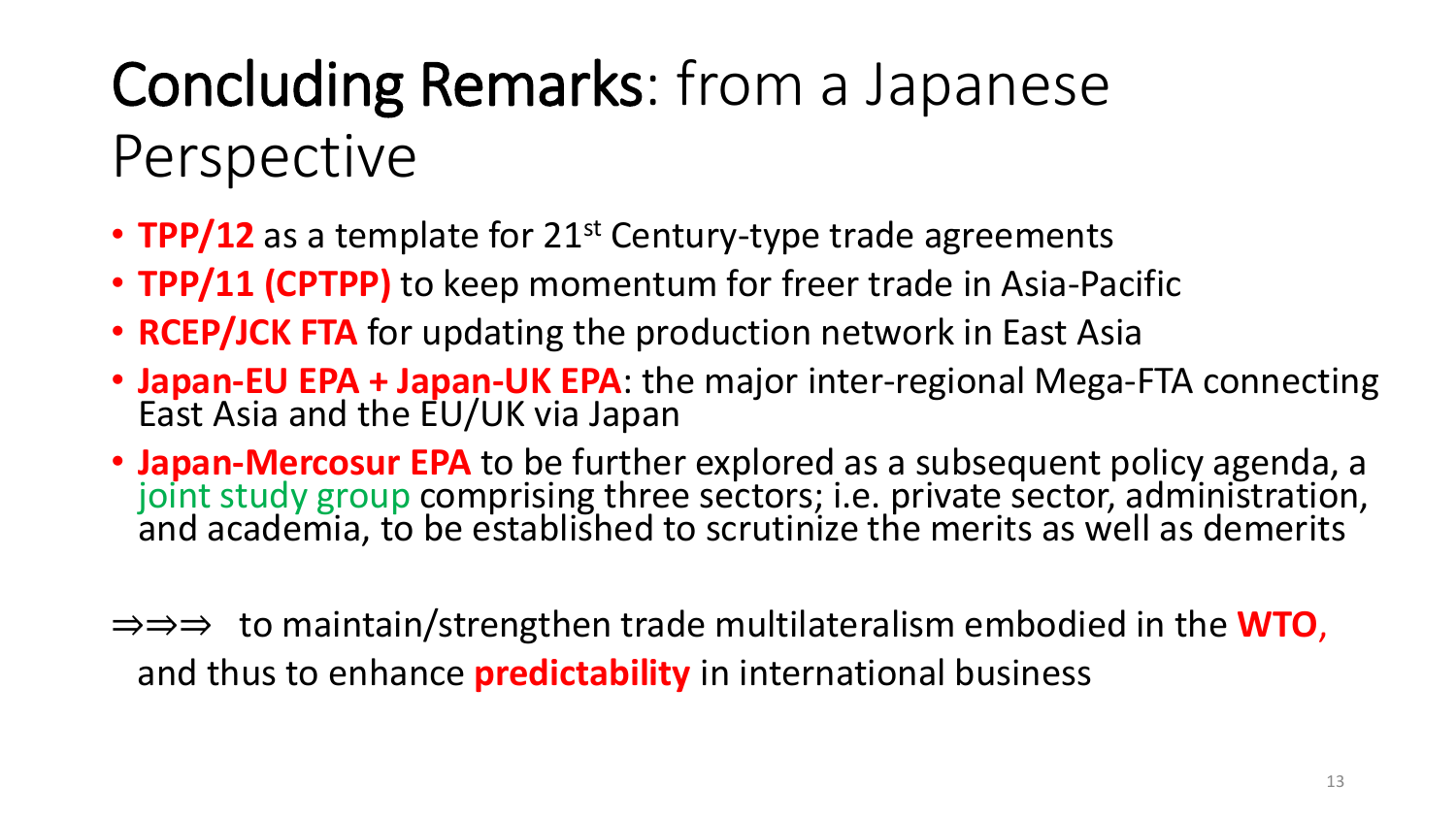# Concluding Remarks: from a Japanese Perspective

- **TPP/12** as a template for 21st Century-type trade agreements
- **TPP/11 (CPTPP)** to keep momentum for freer trade in Asia-Pacific
- **RCEP/JCK FTA** for updating the production network in East Asia
- **Japan-EU EPA + Japan-UK EPA**: the major inter-regional Mega-FTA connecting East Asia and the EU/UK via Japan
- **Japan-Mercosur EPA** to be further explored as a subsequent policy agenda, a joint study group comprising three sectors; i.e. private sector, administration, and academia, to be established to scrutinize the merits as well as demerits

⇒⇒⇒ to maintain/strengthen trade multilateralism embodied in the **WTO**, and thus to enhance **predictability** in international business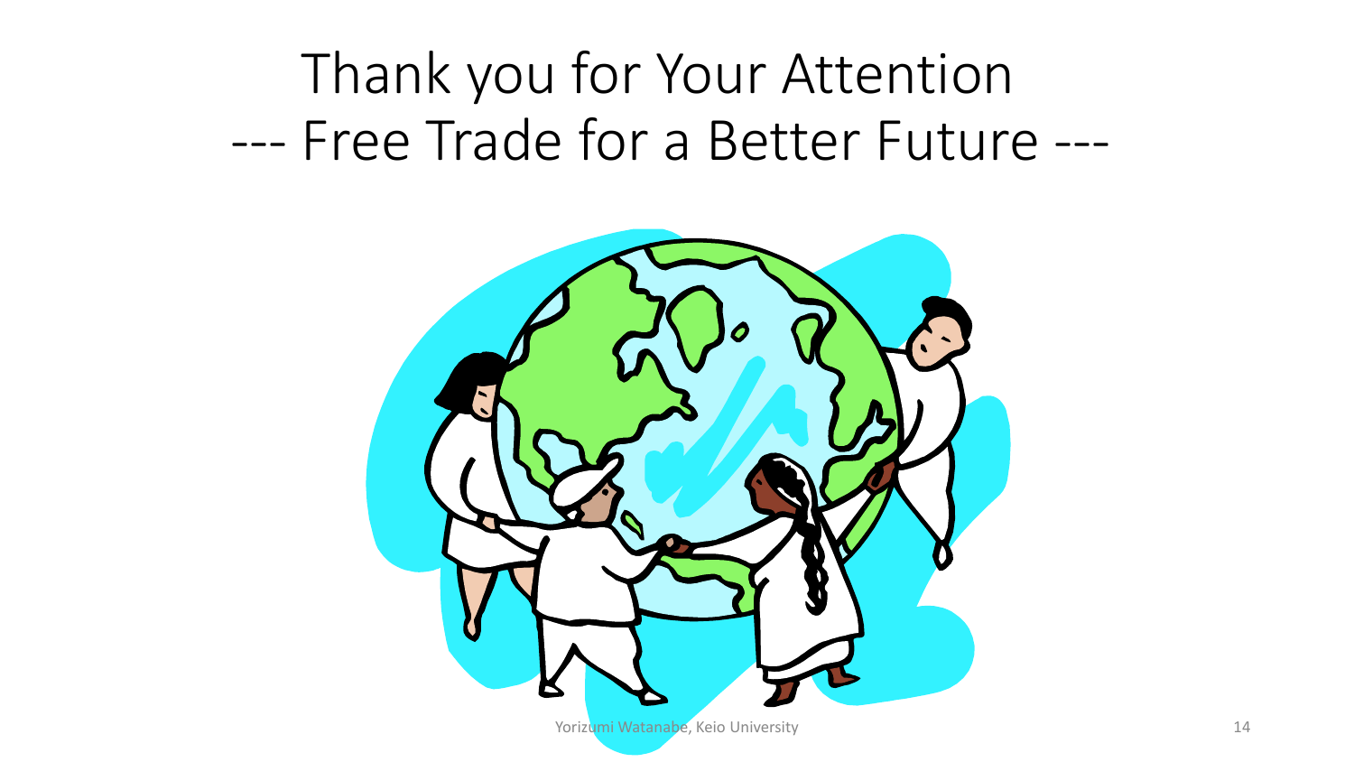# Thank you for Your Attention
# --- Free Trade for a Better Future ---